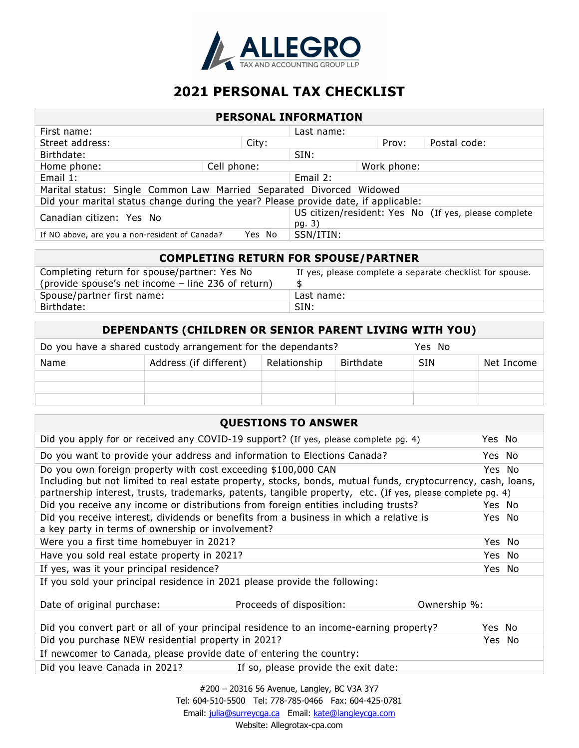ALLEGRO
TAX AND ACCOUNTING GROUP LLP

# 2021 PERSONAL TAX CHECKLIST

## PERSONAL INFORMATION

| | | | |
|---|---|---|---|
| First name: | | Last name: | |
| Street address: | City: | Prov: | Postal code: |
| Birthdate: | | SIN: | |
| Home phone: | Cell phone: | Work phone: | |
| Email 1: | | Email 2: | |
| Marital status: Single Common Law Married Separated Divorced Widowed | | | |
| Did your marital status change during the year? Please provide date, if applicable: | | | |
| Canadian citizen: Yes No | | US citizen/resident: Yes No (If yes, please complete pg. 3) | |
| If NO above, are you a non-resident of Canada? Yes No | | SSN/ITIN: | |

## COMPLETING RETURN FOR SPOUSE/PARTNER

| | |
|---|---|
| Completing return for spouse/partner: Yes No (provide spouse's net income – line 236 of return) | If yes, please complete a separate checklist for spouse. $ |
| Spouse/partner first name: | Last name: |
| Birthdate: | SIN: |

## DEPENDANTS (CHILDREN OR SENIOR PARENT LIVING WITH YOU)

Do you have a shared custody arrangement for the dependants? Yes No

| Name | Address (if different) | Relationship | Birthdate | SIN | Net Income |
|---|---|---|---|---|---|
| | | | | | |
| | | | | | |
| | | | | | |

## QUESTIONS TO ANSWER

| | |
|---|---|
| Did you apply for or received any COVID-19 support? (If yes, please complete pg. 4) | Yes No |
| Do you want to provide your address and information to Elections Canada? | Yes No |
| Do you own foreign property with cost exceeding $100,000 CAN Including but not limited to real estate property, stocks, bonds, mutual funds, cryptocurrency, cash, loans, partnership interest, trusts, trademarks, patents, tangible property, etc. (If yes, please complete pg. 4) | Yes No |
| Did you receive any income or distributions from foreign entities including trusts? | Yes No |
| Did you receive interest, dividends or benefits from a business in which a relative is a key party in terms of ownership or involvement? | Yes No |
| Were you a first time homebuyer in 2021? | Yes No |
| Have you sold real estate property in 2021? | Yes No |
| If yes, was it your principal residence? | Yes No |
| If you sold your principal residence in 2021 please provide the following: Date of original purchase: Proceeds of disposition: Ownership %: | |
| Did you convert part or all of your principal residence to an income-earning property? | Yes No |
| Did you purchase NEW residential property in 2021? | Yes No |
| If newcomer to Canada, please provide date of entering the country: | |
| Did you leave Canada in 2021? If so, please provide the exit date: | |

#200 – 20316 56 Avenue, Langley, BC V3A 3Y7
Tel: 604-510-5500 Tel: 778-785-0466 Fax: 604-425-0781
Email: julia@surreycga.ca Email: kate@langleycga.com
Website: Allegrotax-cpa.com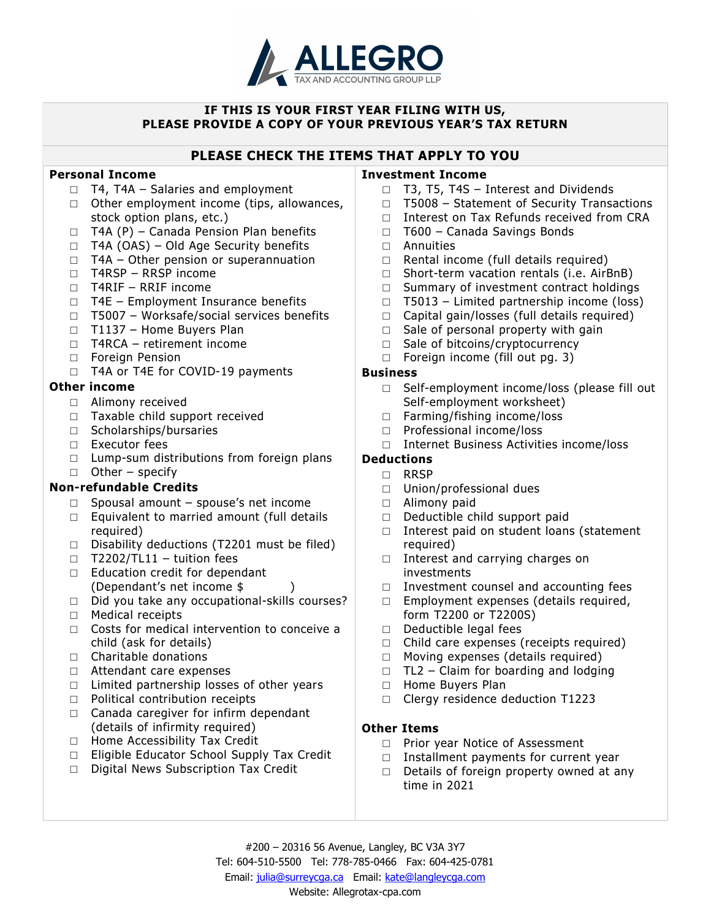**ALLEGRO**
TAX AND ACCOUNTING GROUP LLP

**IF THIS IS YOUR FIRST YEAR FILING WITH US,**
**PLEASE PROVIDE A COPY OF YOUR PREVIOUS YEAR'S TAX RETURN**

## PLEASE CHECK THE ITEMS THAT APPLY TO YOU

### Personal Income

- ☐ T4, T4A – Salaries and employment
- ☐ Other employment income (tips, allowances, stock option plans, etc.)
- ☐ T4A (P) – Canada Pension Plan benefits
- ☐ T4A (OAS) – Old Age Security benefits
- ☐ T4A – Other pension or superannuation
- ☐ T4RSP – RRSP income
- ☐ T4RIF – RRIF income
- ☐ T4E – Employment Insurance benefits
- ☐ T5007 – Worksafe/social services benefits
- ☐ T1137 – Home Buyers Plan
- ☐ T4RCA – retirement income
- ☐ Foreign Pension
- ☐ T4A or T4E for COVID-19 payments

### Other income

- ☐ Alimony received
- ☐ Taxable child support received
- ☐ Scholarships/bursaries
- ☐ Executor fees
- ☐ Lump-sum distributions from foreign plans
- ☐ Other – specify

### Non-refundable Credits

- ☐ Spousal amount – spouse's net income
- ☐ Equivalent to married amount (full details required)
- ☐ Disability deductions (T2201 must be filed)
- ☐ T2202/TL11 – tuition fees
- ☐ Education credit for dependant (Dependant's net income $ )
- ☐ Did you take any occupational-skills courses?
- ☐ Medical receipts
- ☐ Costs for medical intervention to conceive a child (ask for details)
- ☐ Charitable donations
- ☐ Attendant care expenses
- ☐ Limited partnership losses of other years
- ☐ Political contribution receipts
- ☐ Canada caregiver for infirm dependant (details of infirmity required)
- ☐ Home Accessibility Tax Credit
- ☐ Eligible Educator School Supply Tax Credit
- ☐ Digital News Subscription Tax Credit

### Investment Income

- ☐ T3, T5, T4S – Interest and Dividends
- ☐ T5008 – Statement of Security Transactions
- ☐ Interest on Tax Refunds received from CRA
- ☐ T600 – Canada Savings Bonds
- ☐ Annuities
- ☐ Rental income (full details required)
- ☐ Short-term vacation rentals (i.e. AirBnB)
- ☐ Summary of investment contract holdings
- ☐ T5013 – Limited partnership income (loss)
- ☐ Capital gain/losses (full details required)
- ☐ Sale of personal property with gain
- ☐ Sale of bitcoins/cryptocurrency
- ☐ Foreign income (fill out pg. 3)

### Business

- ☐ Self-employment income/loss (please fill out Self-employment worksheet)
- ☐ Farming/fishing income/loss
- ☐ Professional income/loss
- ☐ Internet Business Activities income/loss

### Deductions

- ☐ RRSP
- ☐ Union/professional dues
- ☐ Alimony paid
- ☐ Deductible child support paid
- ☐ Interest paid on student loans (statement required)
- ☐ Interest and carrying charges on investments
- ☐ Investment counsel and accounting fees
- ☐ Employment expenses (details required, form T2200 or T2200S)
- ☐ Deductible legal fees
- ☐ Child care expenses (receipts required)
- ☐ Moving expenses (details required)
- ☐ TL2 – Claim for boarding and lodging
- ☐ Home Buyers Plan
- ☐ Clergy residence deduction T1223

### Other Items

- ☐ Prior year Notice of Assessment
- ☐ Installment payments for current year
- ☐ Details of foreign property owned at any time in 2021

#200 – 20316 56 Avenue, Langley, BC V3A 3Y7
Tel: 604-510-5500 Tel: 778-785-0466 Fax: 604-425-0781
Email: julia@surreycga.ca Email: kate@langleycga.com
Website: Allegrotax-cpa.com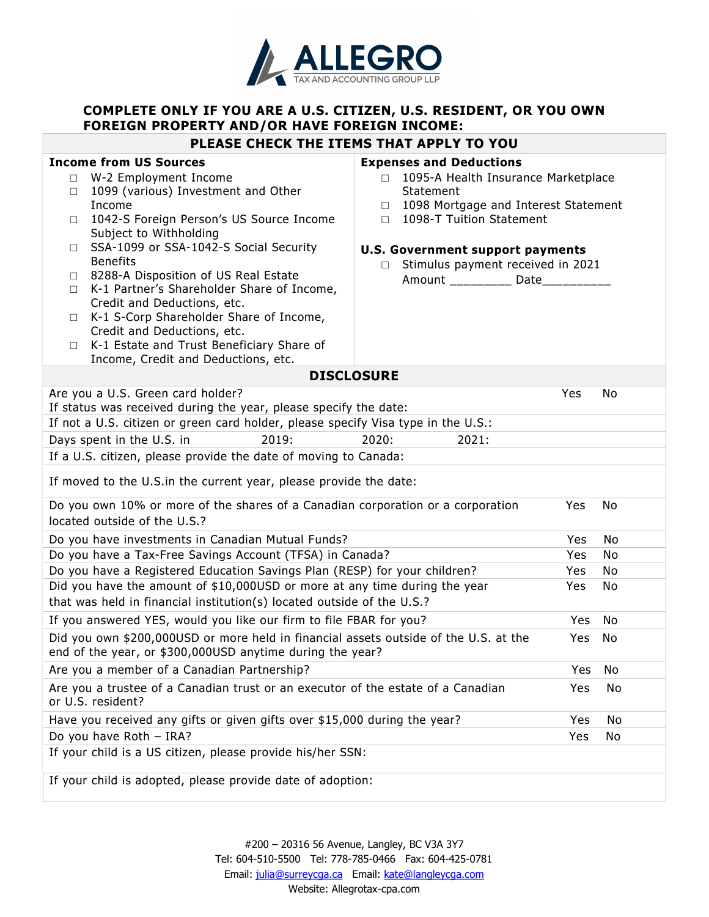**ALLEGRO**
TAX AND ACCOUNTING GROUP LLP

**COMPLETE ONLY IF YOU ARE A U.S. CITIZEN, U.S. RESIDENT, OR YOU OWN FOREIGN PROPERTY AND/OR HAVE FOREIGN INCOME:**

## PLEASE CHECK THE ITEMS THAT APPLY TO YOU

**Income from US Sources**

- ☐ W-2 Employment Income
- ☐ 1099 (various) Investment and Other Income
- ☐ 1042-S Foreign Person's US Source Income Subject to Withholding
- ☐ SSA-1099 or SSA-1042-S Social Security Benefits
- ☐ 8288-A Disposition of US Real Estate
- ☐ K-1 Partner's Shareholder Share of Income, Credit and Deductions, etc.
- ☐ K-1 S-Corp Shareholder Share of Income, Credit and Deductions, etc.
- ☐ K-1 Estate and Trust Beneficiary Share of Income, Credit and Deductions, etc.

**Expenses and Deductions**

- ☐ 1095-A Health Insurance Marketplace Statement
- ☐ 1098 Mortgage and Interest Statement
- ☐ 1098-T Tuition Statement

**U.S. Government support payments**

- ☐ Stimulus payment received in 2021
  Amount _________ Date__________

## DISCLOSURE

| | | |
|---|---|---|
| Are you a U.S. Green card holder?<br>If status was received during the year, please specify the date: | Yes | No |
| If not a U.S. citizen or green card holder, please specify Visa type in the U.S.: | | |
| Days spent in the U.S. in 2019: 2020: 2021: | | |
| If a U.S. citizen, please provide the date of moving to Canada: | | |
| If moved to the U.S.in the current year, please provide the date: | | |
| Do you own 10% or more of the shares of a Canadian corporation or a corporation located outside of the U.S.? | Yes | No |
| Do you have investments in Canadian Mutual Funds? | Yes | No |
| Do you have a Tax-Free Savings Account (TFSA) in Canada? | Yes | No |
| Do you have a Registered Education Savings Plan (RESP) for your children? | Yes | No |
| Did you have the amount of $10,000USD or more at any time during the year that was held in financial institution(s) located outside of the U.S.? | Yes | No |
| If you answered YES, would you like our firm to file FBAR for you? | Yes | No |
| Did you own $200,000USD or more held in financial assets outside of the U.S. at the end of the year, or $300,000USD anytime during the year? | Yes | No |
| Are you a member of a Canadian Partnership? | Yes | No |
| Are you a trustee of a Canadian trust or an executor of the estate of a Canadian or U.S. resident? | Yes | No |
| Have you received any gifts or given gifts over $15,000 during the year? | Yes | No |
| Do you have Roth – IRA? | Yes | No |
| If your child is a US citizen, please provide his/her SSN: | | |
| If your child is adopted, please provide date of adoption: | | |

#200 – 20316 56 Avenue, Langley, BC V3A 3Y7
Tel: 604-510-5500 Tel: 778-785-0466 Fax: 604-425-0781
Email: julia@surreycga.ca Email: kate@langleycga.com
Website: Allegrotax-cpa.com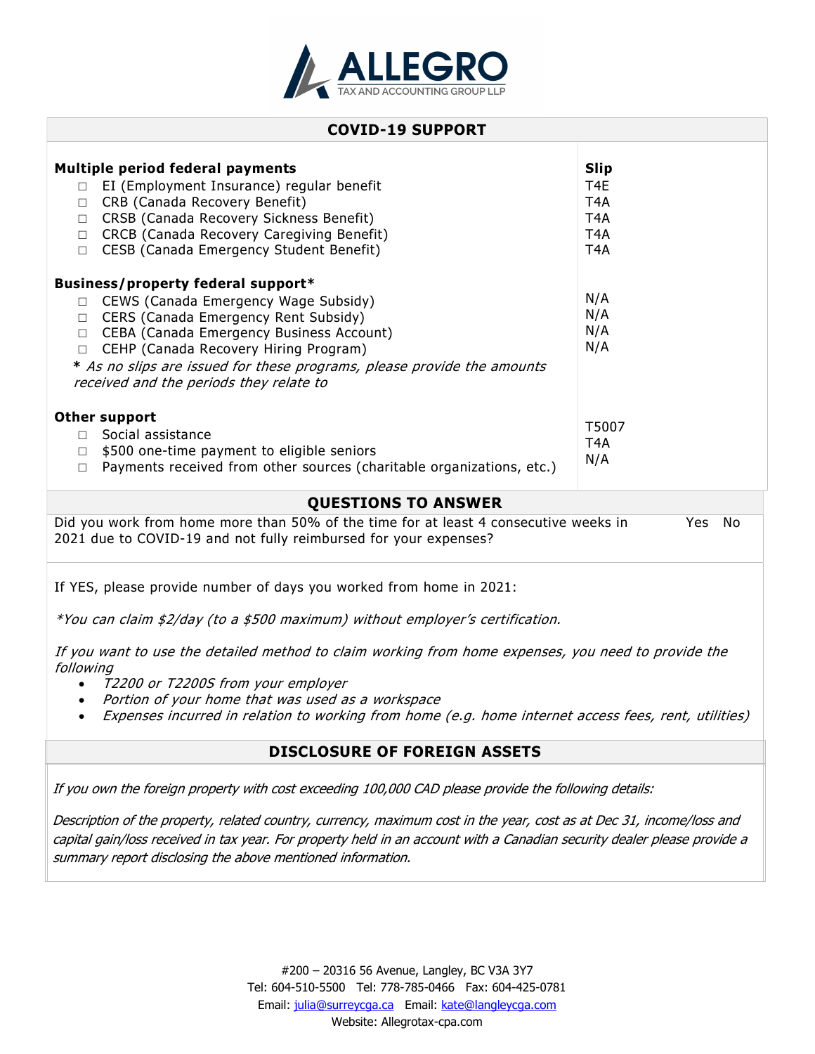## COVID-19 SUPPORT

| Multiple period federal payments | Slip |
|---|---|
| ☐ EI (Employment Insurance) regular benefit | T4E |
| ☐ CRB (Canada Recovery Benefit) | T4A |
| ☐ CRSB (Canada Recovery Sickness Benefit) | T4A |
| ☐ CRCB (Canada Recovery Caregiving Benefit) | T4A |
| ☐ CESB (Canada Emergency Student Benefit) | T4A |
| **Business/property federal support*** | |
| ☐ CEWS (Canada Emergency Wage Subsidy) | N/A |
| ☐ CERS (Canada Emergency Rent Subsidy) | N/A |
| ☐ CEBA (Canada Emergency Business Account) | N/A |
| ☐ CEHP (Canada Recovery Hiring Program) | N/A |
| *** *As no slips are issued for these programs, please provide the amounts received and the periods they relate to* | |
| **Other support** | |
| ☐ Social assistance | T5007 |
| ☐ $500 one-time payment to eligible seniors | T4A |
| ☐ Payments received from other sources (charitable organizations, etc.) | N/A |

## QUESTIONS TO ANSWER

Did you work from home more than 50% of the time for at least 4 consecutive weeks in 2021 due to COVID-19 and not fully reimbursed for your expenses? Yes No

If YES, please provide number of days you worked from home in 2021:

*\*You can claim $2/day (to a $500 maximum) without employer's certification.*

*If you want to use the detailed method to claim working from home expenses, you need to provide the following*

- *T2200 or T2200S from your employer*
- *Portion of your home that was used as a workspace*
- *Expenses incurred in relation to working from home (e.g. home internet access fees, rent, utilities)*

## DISCLOSURE OF FOREIGN ASSETS

*If you own the foreign property with cost exceeding 100,000 CAD please provide the following details:*

*Description of the property, related country, currency, maximum cost in the year, cost as at Dec 31, income/loss and capital gain/loss received in tax year. For property held in an account with a Canadian security dealer please provide a summary report disclosing the above mentioned information.*

#200 – 20316 56 Avenue, Langley, BC V3A 3Y7
Tel: 604-510-5500 Tel: 778-785-0466 Fax: 604-425-0781
Email: julia@surreycga.ca Email: kate@langleycga.com
Website: Allegrotax-cpa.com